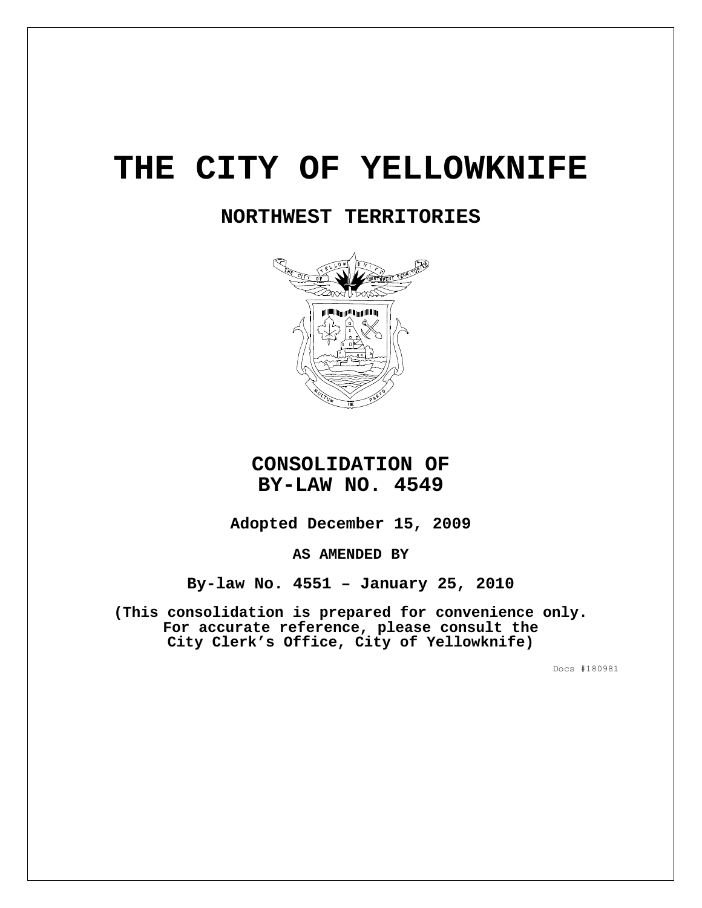# THE CITY OF YELLOWKNIFE

## NORTHWEST TERRITORIES

## CONSOLIDATION OF BY-LAW NO. 4549

**Adopted December 15, 2009**

**AS AMENDED BY**

**By-law No. 4551 – January 25, 2010**

**(This consolidation is prepared for convenience only. For accurate reference, please consult the City Clerk's Office, City of Yellowknife)**

Docs #180981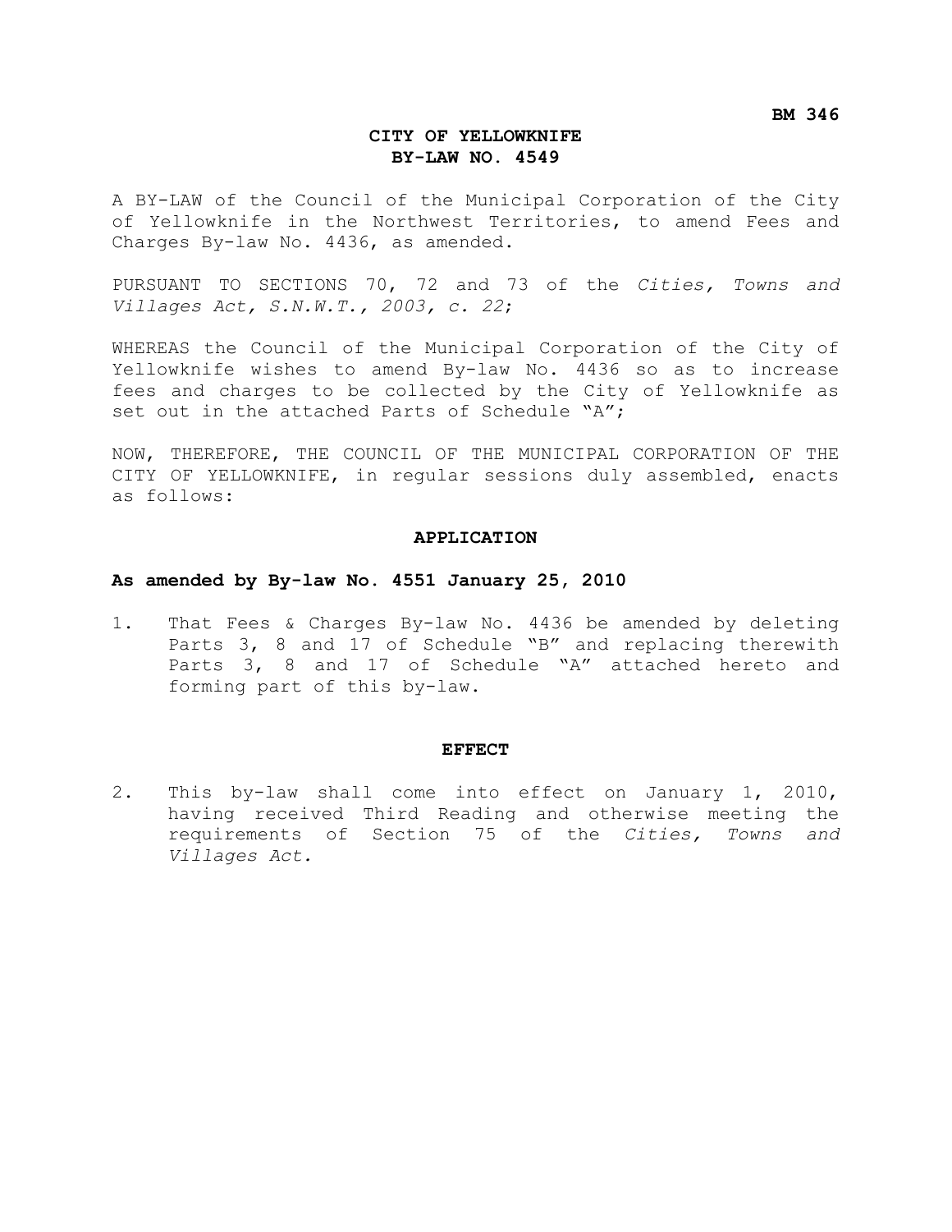**BM 346**

# CITY OF YELLOWKNIFE
## BY-LAW NO. 4549

A BY-LAW of the Council of the Municipal Corporation of the City of Yellowknife in the Northwest Territories, to amend Fees and Charges By-law No. 4436, as amended.

PURSUANT TO SECTIONS 70, 72 and 73 of the *Cities, Towns and Villages Act, S.N.W.T., 2003, c. 22*;

WHEREAS the Council of the Municipal Corporation of the City of Yellowknife wishes to amend By-law No. 4436 so as to increase fees and charges to be collected by the City of Yellowknife as set out in the attached Parts of Schedule "A";

NOW, THEREFORE, THE COUNCIL OF THE MUNICIPAL CORPORATION OF THE CITY OF YELLOWKNIFE, in regular sessions duly assembled, enacts as follows:

### APPLICATION

**As amended by By-law No. 4551 January 25, 2010**

1. That Fees & Charges By-law No. 4436 be amended by deleting Parts 3, 8 and 17 of Schedule "B" and replacing therewith Parts 3, 8 and 17 of Schedule "A" attached hereto and forming part of this by-law.

### EFFECT

2. This by-law shall come into effect on January 1, 2010, having received Third Reading and otherwise meeting the requirements of Section 75 of the *Cities, Towns and Villages Act.*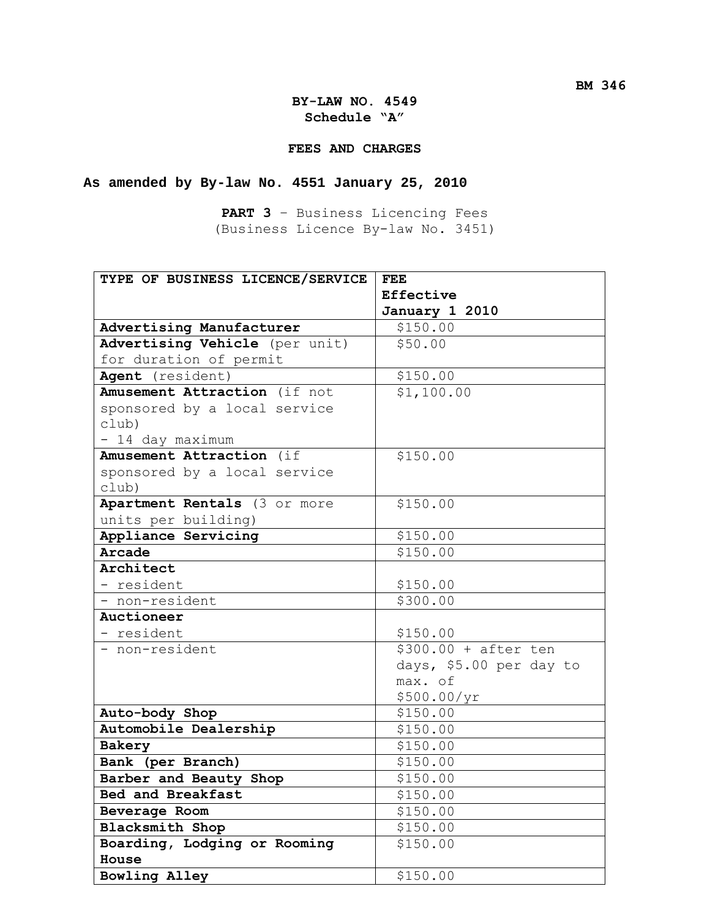BM 346

# BY-LAW NO. 4549
## Schedule "A"

## FEES AND CHARGES

## As amended by By-law No. 4551 January 25, 2010

**PART 3** – Business Licencing Fees
(Business Licence By-law No. 3451)

| TYPE OF BUSINESS LICENCE/SERVICE | FEE Effective January 1 2010 |
|---|---|
| **Advertising Manufacturer** | $150.00 |
| **Advertising Vehicle** (per unit) for duration of permit | $50.00 |
| **Agent** (resident) | $150.00 |
| **Amusement Attraction** (if not sponsored by a local service club) - 14 day maximum | $1,100.00 |
| **Amusement Attraction** (if sponsored by a local service club) | $150.00 |
| **Apartment Rentals** (3 or more units per building) | $150.00 |
| **Appliance Servicing** | $150.00 |
| **Arcade** | $150.00 |
| **Architect** | |
| - resident | $150.00 |
| - non-resident | $300.00 |
| **Auctioneer** | |
| - resident | $150.00 |
| - non-resident | $300.00 + after ten days, $5.00 per day to max. of $500.00/yr |
| **Auto-body Shop** | $150.00 |
| **Automobile Dealership** | $150.00 |
| **Bakery** | $150.00 |
| **Bank (per Branch)** | $150.00 |
| **Barber and Beauty Shop** | $150.00 |
| **Bed and Breakfast** | $150.00 |
| **Beverage Room** | $150.00 |
| **Blacksmith Shop** | $150.00 |
| **Boarding, Lodging or Rooming House** | $150.00 |
| **Bowling Alley** | $150.00 |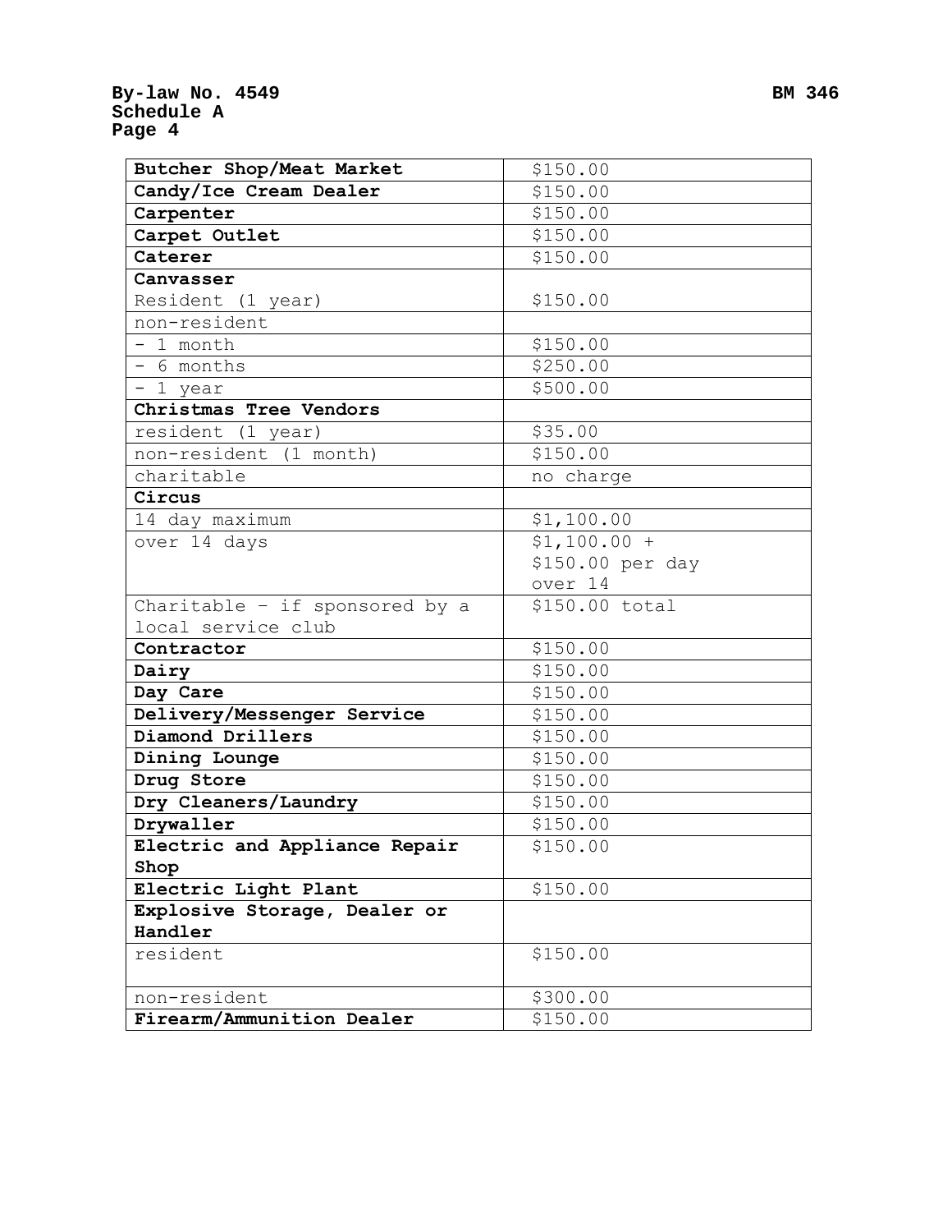| **Butcher Shop/Meat Market** | $150.00 |
|---|---|
| **Candy/Ice Cream Dealer** | $150.00 |
| **Carpenter** | $150.00 |
| **Carpet Outlet** | $150.00 |
| **Caterer** | $150.00 |
| **Canvasser**<br>Resident (1 year) | $150.00 |
| non-resident | |
| - 1 month | $150.00 |
| - 6 months | $250.00 |
| - 1 year | $500.00 |
| **Christmas Tree Vendors** | |
| resident (1 year) | $35.00 |
| non-resident (1 month) | $150.00 |
| charitable | no charge |
| **Circus** | |
| 14 day maximum | $1,100.00 |
| over 14 days | $1,100.00 + $150.00 per day over 14 |
| Charitable – if sponsored by a local service club | $150.00 total |
| **Contractor** | $150.00 |
| **Dairy** | $150.00 |
| **Day Care** | $150.00 |
| **Delivery/Messenger Service** | $150.00 |
| **Diamond Drillers** | $150.00 |
| **Dining Lounge** | $150.00 |
| **Drug Store** | $150.00 |
| **Dry Cleaners/Laundry** | $150.00 |
| **Drywaller** | $150.00 |
| **Electric and Appliance Repair Shop** | $150.00 |
| **Electric Light Plant** | $150.00 |
| **Explosive Storage, Dealer or Handler** | |
| resident | $150.00 |
| non-resident | $300.00 |
| **Firearm/Ammunition Dealer** | $150.00 |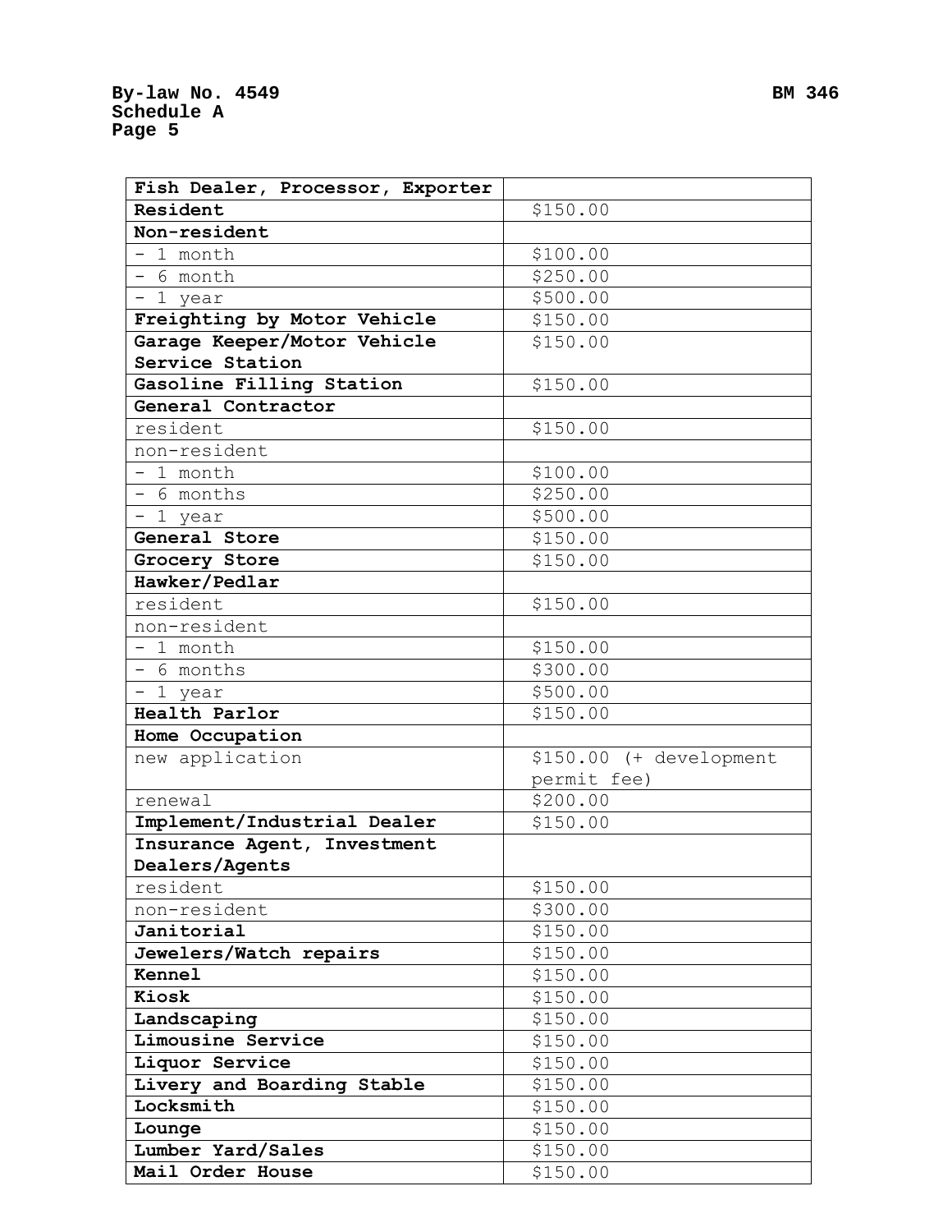| **Fish Dealer, Processor, Exporter** | |
|---|---|
| **Resident** | $150.00 |
| **Non-resident** | |
| - 1 month | $100.00 |
| - 6 month | $250.00 |
| - 1 year | $500.00 |
| **Freighting by Motor Vehicle** | $150.00 |
| **Garage Keeper/Motor Vehicle Service Station** | $150.00 |
| **Gasoline Filling Station** | $150.00 |
| **General Contractor** | |
| resident | $150.00 |
| non-resident | |
| - 1 month | $100.00 |
| - 6 months | $250.00 |
| - 1 year | $500.00 |
| **General Store** | $150.00 |
| **Grocery Store** | $150.00 |
| **Hawker/Pedlar** | |
| resident | $150.00 |
| non-resident | |
| - 1 month | $150.00 |
| - 6 months | $300.00 |
| - 1 year | $500.00 |
| **Health Parlor** | $150.00 |
| **Home Occupation** | |
| new application | $150.00 (+ development permit fee) |
| renewal | $200.00 |
| **Implement/Industrial Dealer** | $150.00 |
| **Insurance Agent, Investment Dealers/Agents** | |
| resident | $150.00 |
| non-resident | $300.00 |
| **Janitorial** | $150.00 |
| **Jewelers/Watch repairs** | $150.00 |
| **Kennel** | $150.00 |
| **Kiosk** | $150.00 |
| **Landscaping** | $150.00 |
| **Limousine Service** | $150.00 |
| **Liquor Service** | $150.00 |
| **Livery and Boarding Stable** | $150.00 |
| **Locksmith** | $150.00 |
| **Lounge** | $150.00 |
| **Lumber Yard/Sales** | $150.00 |
| **Mail Order House** | $150.00 |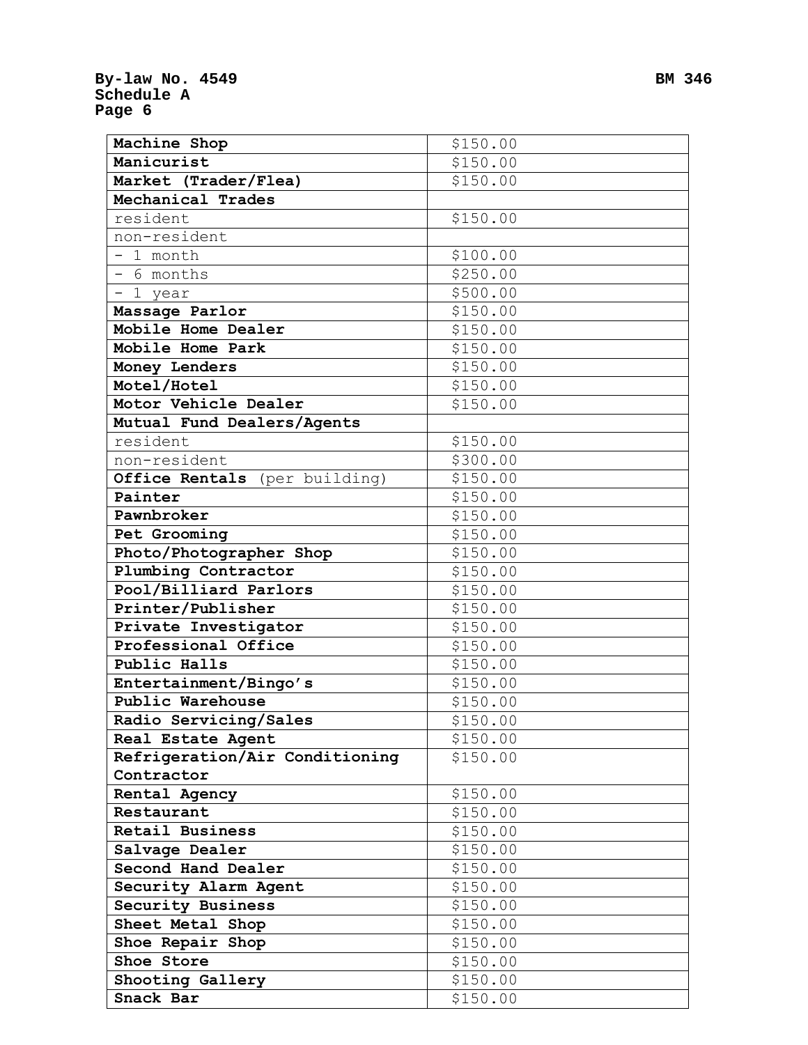| **Machine Shop** | $150.00 |
|---|---|
| **Manicurist** | $150.00 |
| **Market (Trader/Flea)** | $150.00 |
| **Mechanical Trades** | |
| resident | $150.00 |
| non-resident | |
| - 1 month | $100.00 |
| - 6 months | $250.00 |
| - 1 year | $500.00 |
| **Massage Parlor** | $150.00 |
| **Mobile Home Dealer** | $150.00 |
| **Mobile Home Park** | $150.00 |
| **Money Lenders** | $150.00 |
| **Motel/Hotel** | $150.00 |
| **Motor Vehicle Dealer** | $150.00 |
| **Mutual Fund Dealers/Agents** | |
| resident | $150.00 |
| non-resident | $300.00 |
| **Office Rentals** (per building) | $150.00 |
| **Painter** | $150.00 |
| **Pawnbroker** | $150.00 |
| **Pet Grooming** | $150.00 |
| **Photo/Photographer Shop** | $150.00 |
| **Plumbing Contractor** | $150.00 |
| **Pool/Billiard Parlors** | $150.00 |
| **Printer/Publisher** | $150.00 |
| **Private Investigator** | $150.00 |
| **Professional Office** | $150.00 |
| **Public Halls** | $150.00 |
| **Entertainment/Bingo's** | $150.00 |
| **Public Warehouse** | $150.00 |
| **Radio Servicing/Sales** | $150.00 |
| **Real Estate Agent** | $150.00 |
| **Refrigeration/Air Conditioning Contractor** | $150.00 |
| **Rental Agency** | $150.00 |
| **Restaurant** | $150.00 |
| **Retail Business** | $150.00 |
| **Salvage Dealer** | $150.00 |
| **Second Hand Dealer** | $150.00 |
| **Security Alarm Agent** | $150.00 |
| **Security Business** | $150.00 |
| **Sheet Metal Shop** | $150.00 |
| **Shoe Repair Shop** | $150.00 |
| **Shoe Store** | $150.00 |
| **Shooting Gallery** | $150.00 |
| **Snack Bar** | $150.00 |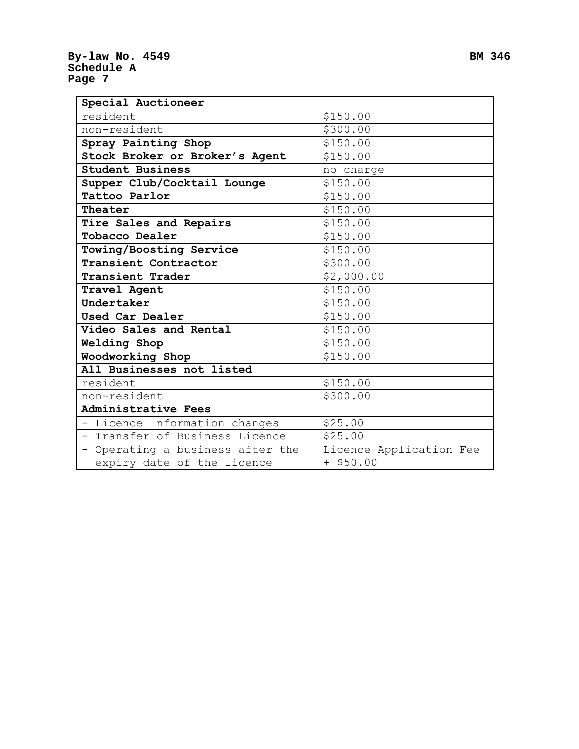| **Special Auctioneer** | |
|---|---|
| resident | $150.00 |
| non-resident | $300.00 |
| **Spray Painting Shop** | $150.00 |
| **Stock Broker or Broker's Agent** | $150.00 |
| **Student Business** | no charge |
| **Supper Club/Cocktail Lounge** | $150.00 |
| **Tattoo Parlor** | $150.00 |
| **Theater** | $150.00 |
| **Tire Sales and Repairs** | $150.00 |
| **Tobacco Dealer** | $150.00 |
| **Towing/Boosting Service** | $150.00 |
| **Transient Contractor** | $300.00 |
| **Transient Trader** | $2,000.00 |
| **Travel Agent** | $150.00 |
| **Undertaker** | $150.00 |
| **Used Car Dealer** | $150.00 |
| **Video Sales and Rental** | $150.00 |
| **Welding Shop** | $150.00 |
| **Woodworking Shop** | $150.00 |
| **All Businesses not listed** | |
| resident | $150.00 |
| non-resident | $300.00 |
| **Administrative Fees** | |
| - Licence Information changes | $25.00 |
| - Transfer of Business Licence | $25.00 |
| - Operating a business after the expiry date of the licence | Licence Application Fee + $50.00 |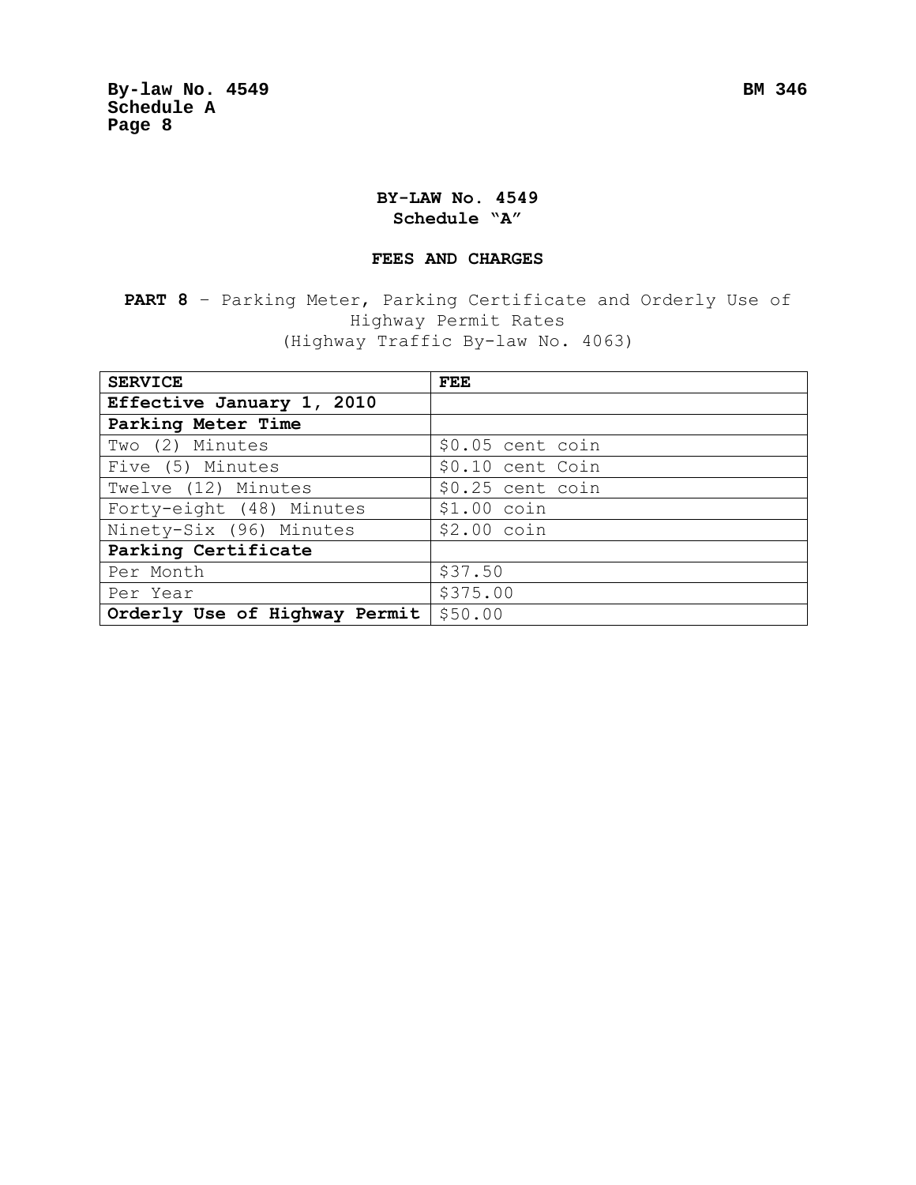# BY-LAW No. 4549
## Schedule "A"

## FEES AND CHARGES

**PART 8** – Parking Meter, Parking Certificate and Orderly Use of Highway Permit Rates
(Highway Traffic By-law No. 4063)

| **SERVICE** | **FEE** |
|---|---|
| **Effective January 1, 2010** | |
| **Parking Meter Time** | |
| Two (2) Minutes | $0.05 cent coin |
| Five (5) Minutes | $0.10 cent Coin |
| Twelve (12) Minutes | $0.25 cent coin |
| Forty-eight (48) Minutes | $1.00 coin |
| Ninety-Six (96) Minutes | $2.00 coin |
| **Parking Certificate** | |
| Per Month | $37.50 |
| Per Year | $375.00 |
| **Orderly Use of Highway Permit** | $50.00 |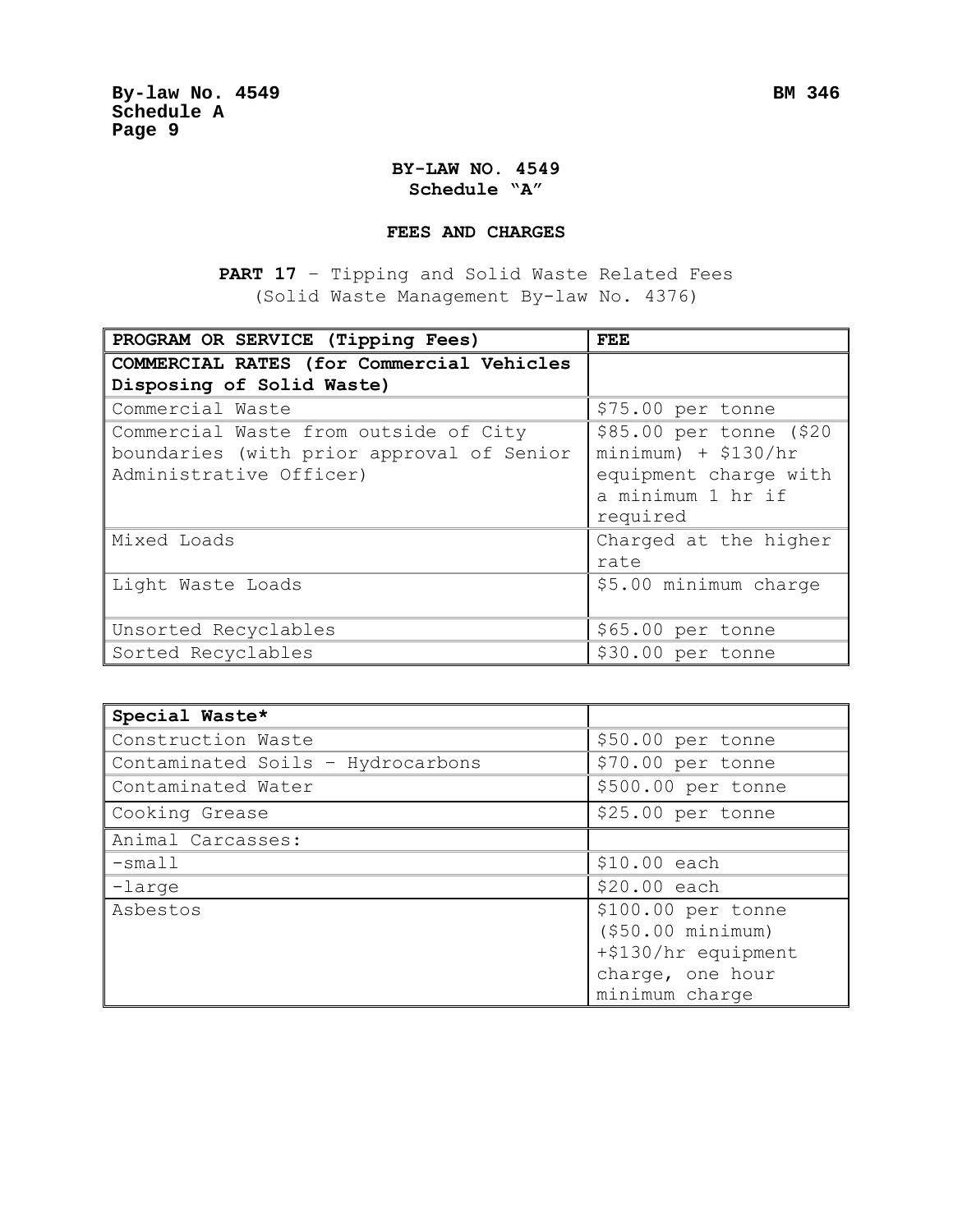# BY-LAW NO. 4549
## Schedule "A"

## FEES AND CHARGES

**PART 17** – Tipping and Solid Waste Related Fees
(Solid Waste Management By-law No. 4376)

| PROGRAM OR SERVICE (Tipping Fees) | FEE |
|---|---|
| **COMMERCIAL RATES (for Commercial Vehicles Disposing of Solid Waste)** | |
| Commercial Waste | $75.00 per tonne |
| Commercial Waste from outside of City boundaries (with prior approval of Senior Administrative Officer) | $85.00 per tonne ($20 minimum) + $130/hr equipment charge with a minimum 1 hr if required |
| Mixed Loads | Charged at the higher rate |
| Light Waste Loads | $5.00 minimum charge |
| Unsorted Recyclables | $65.00 per tonne |
| Sorted Recyclables | $30.00 per tonne |

| **Special Waste*** | |
|---|---|
| Construction Waste | $50.00 per tonne |
| Contaminated Soils – Hydrocarbons | $70.00 per tonne |
| Contaminated Water | $500.00 per tonne |
| Cooking Grease | $25.00 per tonne |
| Animal Carcasses: | |
| -small | $10.00 each |
| -large | $20.00 each |
| Asbestos | $100.00 per tonne ($50.00 minimum) +$130/hr equipment charge, one hour minimum charge |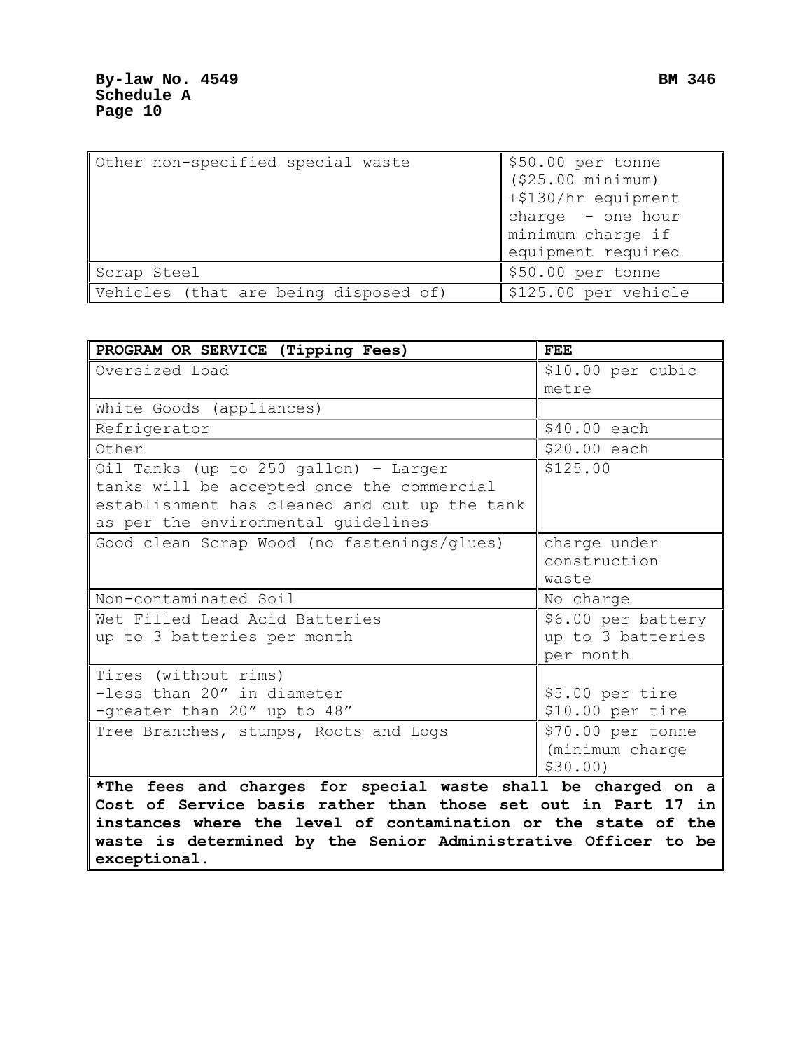| Other non-specified special waste | $50.00 per tonne ($25.00 minimum) +$130/hr equipment charge - one hour minimum charge if equipment required |
|---|---|
| Scrap Steel | $50.00 per tonne |
| Vehicles (that are being disposed of) | $125.00 per vehicle |

| **PROGRAM OR SERVICE (Tipping Fees)** | **FEE** |
|---|---|
| Oversized Load | $10.00 per cubic metre |
| White Goods (appliances) | |
| Refrigerator | $40.00 each |
| Other | $20.00 each |
| Oil Tanks (up to 250 gallon) – Larger tanks will be accepted once the commercial establishment has cleaned and cut up the tank as per the environmental guidelines | $125.00 |
| Good clean Scrap Wood (no fastenings/glues) | charge under construction waste |
| Non-contaminated Soil | No charge |
| Wet Filled Lead Acid Batteries up to 3 batteries per month | $6.00 per battery up to 3 batteries per month |
| Tires (without rims)<br>-less than 20″ in diameter<br>-greater than 20″ up to 48″ | <br>$5.00 per tire<br>$10.00 per tire |
| Tree Branches, stumps, Roots and Logs | $70.00 per tonne (minimum charge $30.00) |
| ***The fees and charges for special waste shall be charged on a Cost of Service basis rather than those set out in Part 17 in instances where the level of contamination or the state of the waste is determined by the Senior Administrative Officer to be exceptional.** | |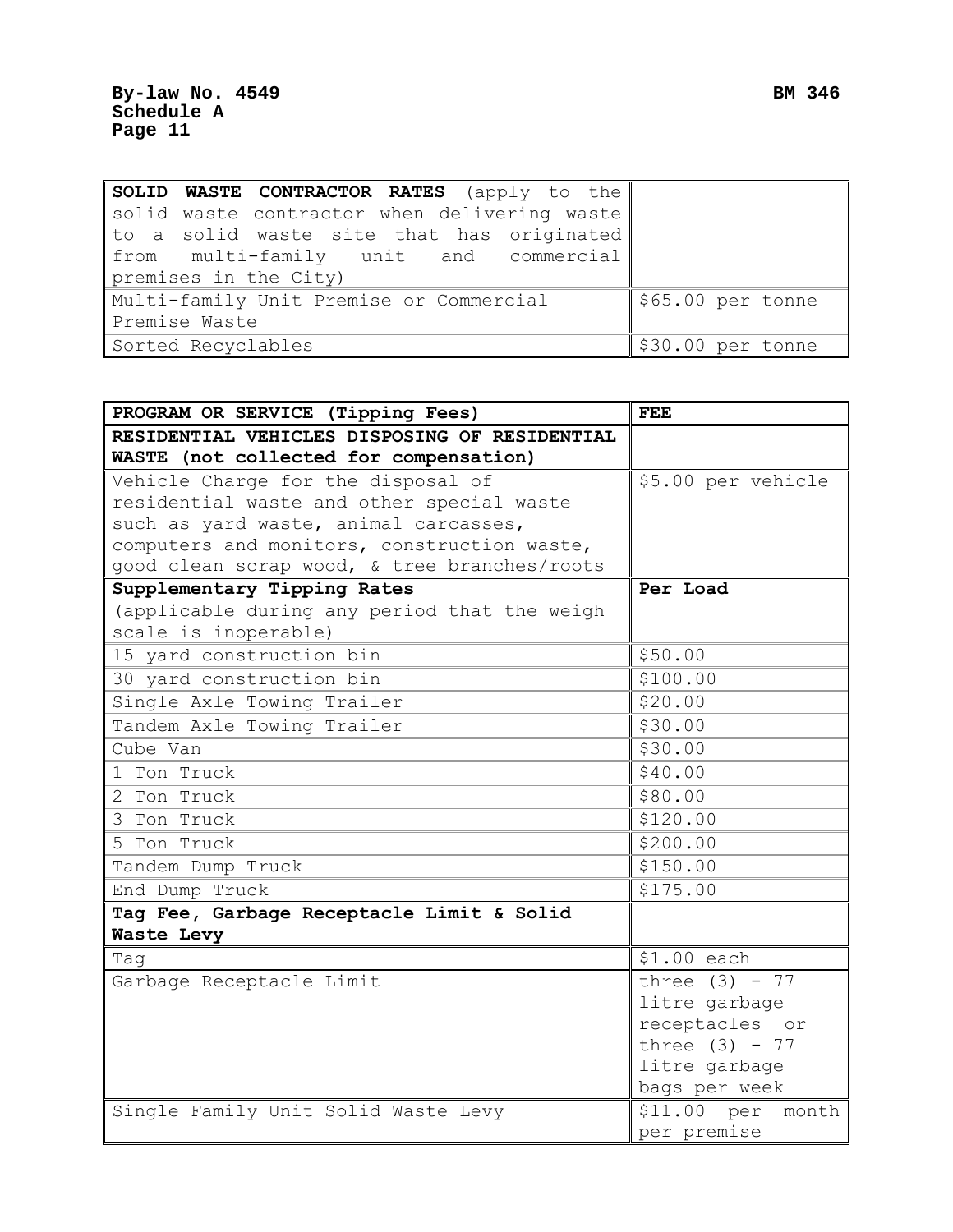| | |
|---|---|
| **SOLID WASTE CONTRACTOR RATES** (apply to the solid waste contractor when delivering waste to a solid waste site that has originated from multi-family unit and commercial premises in the City) | |
| Multi-family Unit Premise or Commercial Premise Waste | $65.00 per tonne |
| Sorted Recyclables | $30.00 per tonne |

| PROGRAM OR SERVICE (Tipping Fees) | FEE |
|---|---|
| **RESIDENTIAL VEHICLES DISPOSING OF RESIDENTIAL WASTE (not collected for compensation)** | |
| Vehicle Charge for the disposal of residential waste and other special waste such as yard waste, animal carcasses, computers and monitors, construction waste, good clean scrap wood, & tree branches/roots | $5.00 per vehicle |
| **Supplementary Tipping Rates** (applicable during any period that the weigh scale is inoperable) | **Per Load** |
| 15 yard construction bin | $50.00 |
| 30 yard construction bin | $100.00 |
| Single Axle Towing Trailer | $20.00 |
| Tandem Axle Towing Trailer | $30.00 |
| Cube Van | $30.00 |
| 1 Ton Truck | $40.00 |
| 2 Ton Truck | $80.00 |
| 3 Ton Truck | $120.00 |
| 5 Ton Truck | $200.00 |
| Tandem Dump Truck | $150.00 |
| End Dump Truck | $175.00 |
| **Tag Fee, Garbage Receptacle Limit & Solid Waste Levy** | |
| Tag | $1.00 each |
| Garbage Receptacle Limit | three (3) - 77 litre garbage receptacles or three (3) - 77 litre garbage bags per week |
| Single Family Unit Solid Waste Levy | $11.00 per month per premise |